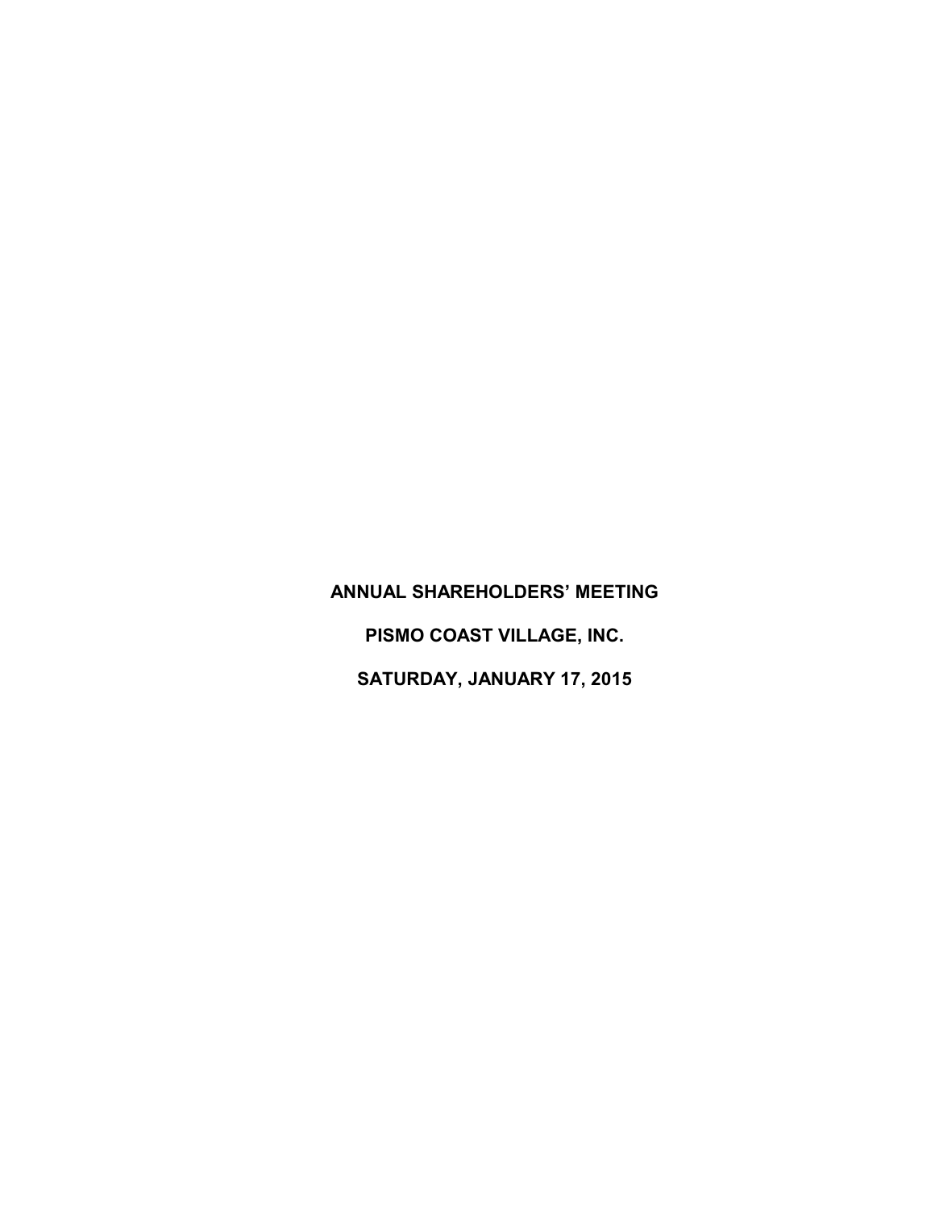# ANNUAL SHAREHOLDERS' MEETING

# PISMO COAST VILLAGE, INC.

# SATURDAY, JANUARY 17, 2015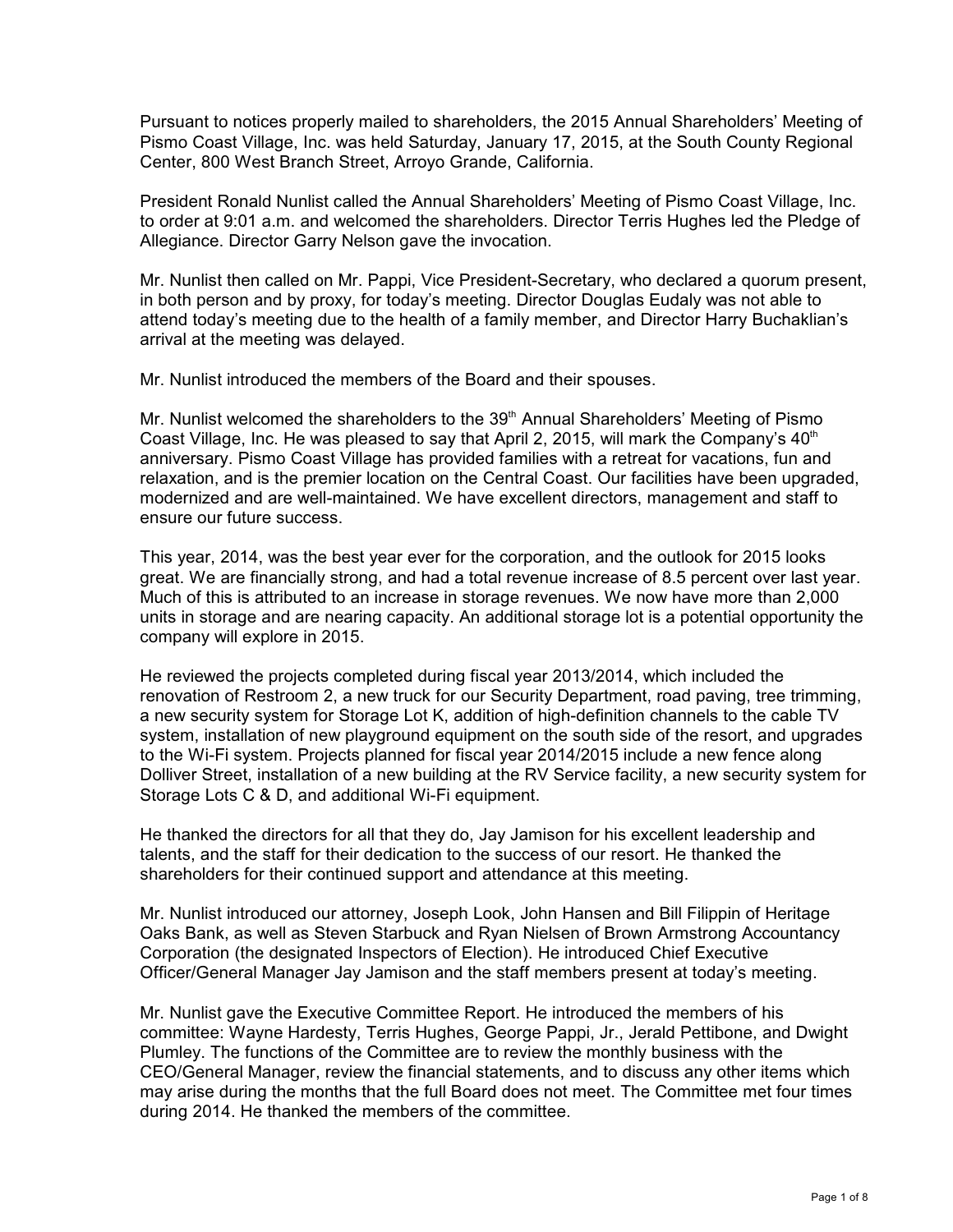Pursuant to notices properly mailed to shareholders, the 2015 Annual Shareholders' Meeting of Pismo Coast Village, Inc. was held Saturday, January 17, 2015, at the South County Regional Center, 800 West Branch Street, Arroyo Grande, California.

President Ronald Nunlist called the Annual Shareholders' Meeting of Pismo Coast Village, Inc. to order at 9:01 a.m. and welcomed the shareholders. Director Terris Hughes led the Pledge of Allegiance. Director Garry Nelson gave the invocation.

Mr. Nunlist then called on Mr. Pappi, Vice President-Secretary, who declared a quorum present, in both person and by proxy, for today's meeting. Director Douglas Eudaly was not able to attend today's meeting due to the health of a family member, and Director Harry Buchaklian's arrival at the meeting was delayed.

Mr. Nunlist introduced the members of the Board and their spouses.

Mr. Nunlist welcomed the shareholders to the 39th Annual Shareholders' Meeting of Pismo Coast Village, Inc. He was pleased to say that April 2, 2015, will mark the Company's 40th anniversary. Pismo Coast Village has provided families with a retreat for vacations, fun and relaxation, and is the premier location on the Central Coast. Our facilities have been upgraded, modernized and are well-maintained. We have excellent directors, management and staff to ensure our future success.

This year, 2014, was the best year ever for the corporation, and the outlook for 2015 looks great. We are financially strong, and had a total revenue increase of 8.5 percent over last year. Much of this is attributed to an increase in storage revenues. We now have more than 2,000 units in storage and are nearing capacity. An additional storage lot is a potential opportunity the company will explore in 2015.

He reviewed the projects completed during fiscal year 2013/2014, which included the renovation of Restroom 2, a new truck for our Security Department, road paving, tree trimming, a new security system for Storage Lot K, addition of high-definition channels to the cable TV system, installation of new playground equipment on the south side of the resort, and upgrades to the Wi-Fi system. Projects planned for fiscal year 2014/2015 include a new fence along Dolliver Street, installation of a new building at the RV Service facility, a new security system for Storage Lots C & D, and additional Wi-Fi equipment.

He thanked the directors for all that they do, Jay Jamison for his excellent leadership and talents, and the staff for their dedication to the success of our resort. He thanked the shareholders for their continued support and attendance at this meeting.

Mr. Nunlist introduced our attorney, Joseph Look, John Hansen and Bill Filippin of Heritage Oaks Bank, as well as Steven Starbuck and Ryan Nielsen of Brown Armstrong Accountancy Corporation (the designated Inspectors of Election). He introduced Chief Executive Officer/General Manager Jay Jamison and the staff members present at today's meeting.

Mr. Nunlist gave the Executive Committee Report. He introduced the members of his committee: Wayne Hardesty, Terris Hughes, George Pappi, Jr., Jerald Pettibone, and Dwight Plumley. The functions of the Committee are to review the monthly business with the CEO/General Manager, review the financial statements, and to discuss any other items which may arise during the months that the full Board does not meet. The Committee met four times during 2014. He thanked the members of the committee.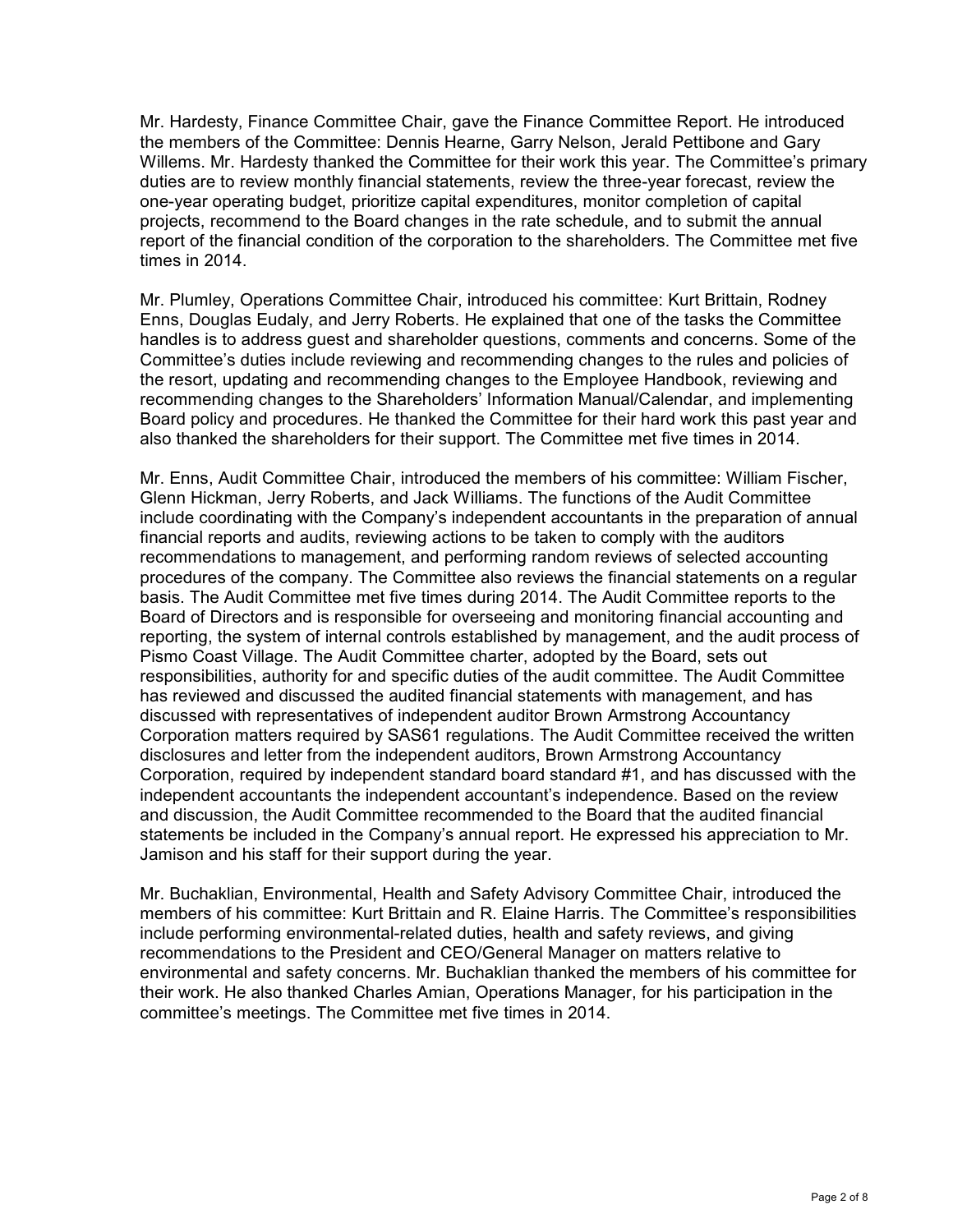Mr. Hardesty, Finance Committee Chair, gave the Finance Committee Report. He introduced the members of the Committee: Dennis Hearne, Garry Nelson, Jerald Pettibone and Gary Willems. Mr. Hardesty thanked the Committee for their work this year. The Committee's primary duties are to review monthly financial statements, review the three-year forecast, review the one-year operating budget, prioritize capital expenditures, monitor completion of capital projects, recommend to the Board changes in the rate schedule, and to submit the annual report of the financial condition of the corporation to the shareholders. The Committee met five times in 2014.

Mr. Plumley, Operations Committee Chair, introduced his committee: Kurt Brittain, Rodney Enns, Douglas Eudaly, and Jerry Roberts. He explained that one of the tasks the Committee handles is to address guest and shareholder questions, comments and concerns. Some of the Committee's duties include reviewing and recommending changes to the rules and policies of the resort, updating and recommending changes to the Employee Handbook, reviewing and recommending changes to the Shareholders' Information Manual/Calendar, and implementing Board policy and procedures. He thanked the Committee for their hard work this past year and also thanked the shareholders for their support. The Committee met five times in 2014.

Mr. Enns, Audit Committee Chair, introduced the members of his committee: William Fischer, Glenn Hickman, Jerry Roberts, and Jack Williams. The functions of the Audit Committee include coordinating with the Company's independent accountants in the preparation of annual financial reports and audits, reviewing actions to be taken to comply with the auditors recommendations to management, and performing random reviews of selected accounting procedures of the company. The Committee also reviews the financial statements on a regular basis. The Audit Committee met five times during 2014. The Audit Committee reports to the Board of Directors and is responsible for overseeing and monitoring financial accounting and reporting, the system of internal controls established by management, and the audit process of Pismo Coast Village. The Audit Committee charter, adopted by the Board, sets out responsibilities, authority for and specific duties of the audit committee. The Audit Committee has reviewed and discussed the audited financial statements with management, and has discussed with representatives of independent auditor Brown Armstrong Accountancy Corporation matters required by SAS61 regulations. The Audit Committee received the written disclosures and letter from the independent auditors, Brown Armstrong Accountancy Corporation, required by independent standard board standard #1, and has discussed with the independent accountants the independent accountant's independence. Based on the review and discussion, the Audit Committee recommended to the Board that the audited financial statements be included in the Company's annual report. He expressed his appreciation to Mr. Jamison and his staff for their support during the year.

Mr. Buchaklian, Environmental, Health and Safety Advisory Committee Chair, introduced the members of his committee: Kurt Brittain and R. Elaine Harris. The Committee's responsibilities include performing environmental-related duties, health and safety reviews, and giving recommendations to the President and CEO/General Manager on matters relative to environmental and safety concerns. Mr. Buchaklian thanked the members of his committee for their work. He also thanked Charles Amian, Operations Manager, for his participation in the committee's meetings. The Committee met five times in 2014.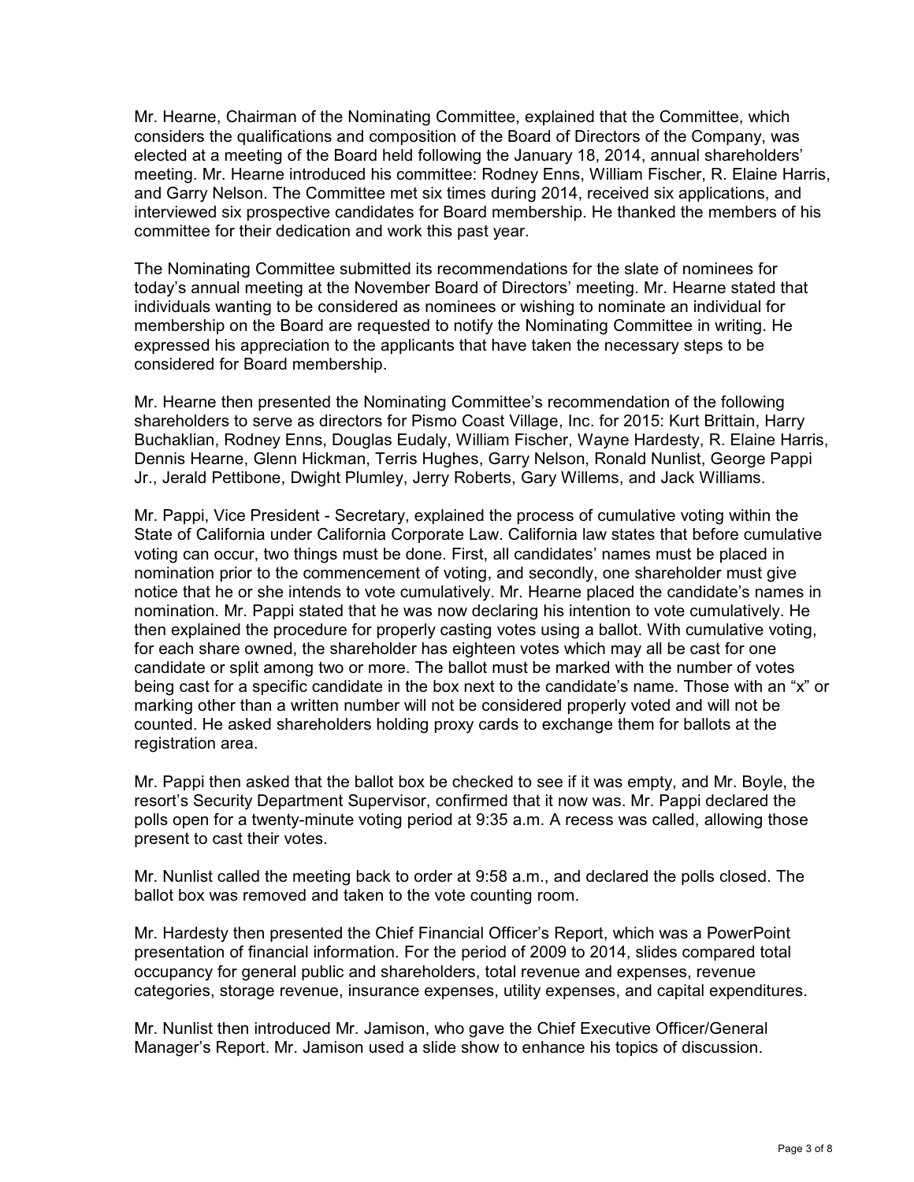Mr. Hearne, Chairman of the Nominating Committee, explained that the Committee, which considers the qualifications and composition of the Board of Directors of the Company, was elected at a meeting of the Board held following the January 18, 2014, annual shareholders' meeting. Mr. Hearne introduced his committee: Rodney Enns, William Fischer, R. Elaine Harris, and Garry Nelson. The Committee met six times during 2014, received six applications, and interviewed six prospective candidates for Board membership. He thanked the members of his committee for their dedication and work this past year.

The Nominating Committee submitted its recommendations for the slate of nominees for today's annual meeting at the November Board of Directors' meeting. Mr. Hearne stated that individuals wanting to be considered as nominees or wishing to nominate an individual for membership on the Board are requested to notify the Nominating Committee in writing. He expressed his appreciation to the applicants that have taken the necessary steps to be considered for Board membership.

Mr. Hearne then presented the Nominating Committee's recommendation of the following shareholders to serve as directors for Pismo Coast Village, Inc. for 2015: Kurt Brittain, Harry Buchaklian, Rodney Enns, Douglas Eudaly, William Fischer, Wayne Hardesty, R. Elaine Harris, Dennis Hearne, Glenn Hickman, Terris Hughes, Garry Nelson, Ronald Nunlist, George Pappi Jr., Jerald Pettibone, Dwight Plumley, Jerry Roberts, Gary Willems, and Jack Williams.

Mr. Pappi, Vice President - Secretary, explained the process of cumulative voting within the State of California under California Corporate Law. California law states that before cumulative voting can occur, two things must be done. First, all candidates' names must be placed in nomination prior to the commencement of voting, and secondly, one shareholder must give notice that he or she intends to vote cumulatively. Mr. Hearne placed the candidate's names in nomination. Mr. Pappi stated that he was now declaring his intention to vote cumulatively. He then explained the procedure for properly casting votes using a ballot. With cumulative voting, for each share owned, the shareholder has eighteen votes which may all be cast for one candidate or split among two or more. The ballot must be marked with the number of votes being cast for a specific candidate in the box next to the candidate's name. Those with an "x" or marking other than a written number will not be considered properly voted and will not be counted. He asked shareholders holding proxy cards to exchange them for ballots at the registration area.

Mr. Pappi then asked that the ballot box be checked to see if it was empty, and Mr. Boyle, the resort's Security Department Supervisor, confirmed that it now was. Mr. Pappi declared the polls open for a twenty-minute voting period at 9:35 a.m. A recess was called, allowing those present to cast their votes.

Mr. Nunlist called the meeting back to order at 9:58 a.m., and declared the polls closed. The ballot box was removed and taken to the vote counting room.

Mr. Hardesty then presented the Chief Financial Officer's Report, which was a PowerPoint presentation of financial information. For the period of 2009 to 2014, slides compared total occupancy for general public and shareholders, total revenue and expenses, revenue categories, storage revenue, insurance expenses, utility expenses, and capital expenditures.

Mr. Nunlist then introduced Mr. Jamison, who gave the Chief Executive Officer/General Manager's Report. Mr. Jamison used a slide show to enhance his topics of discussion.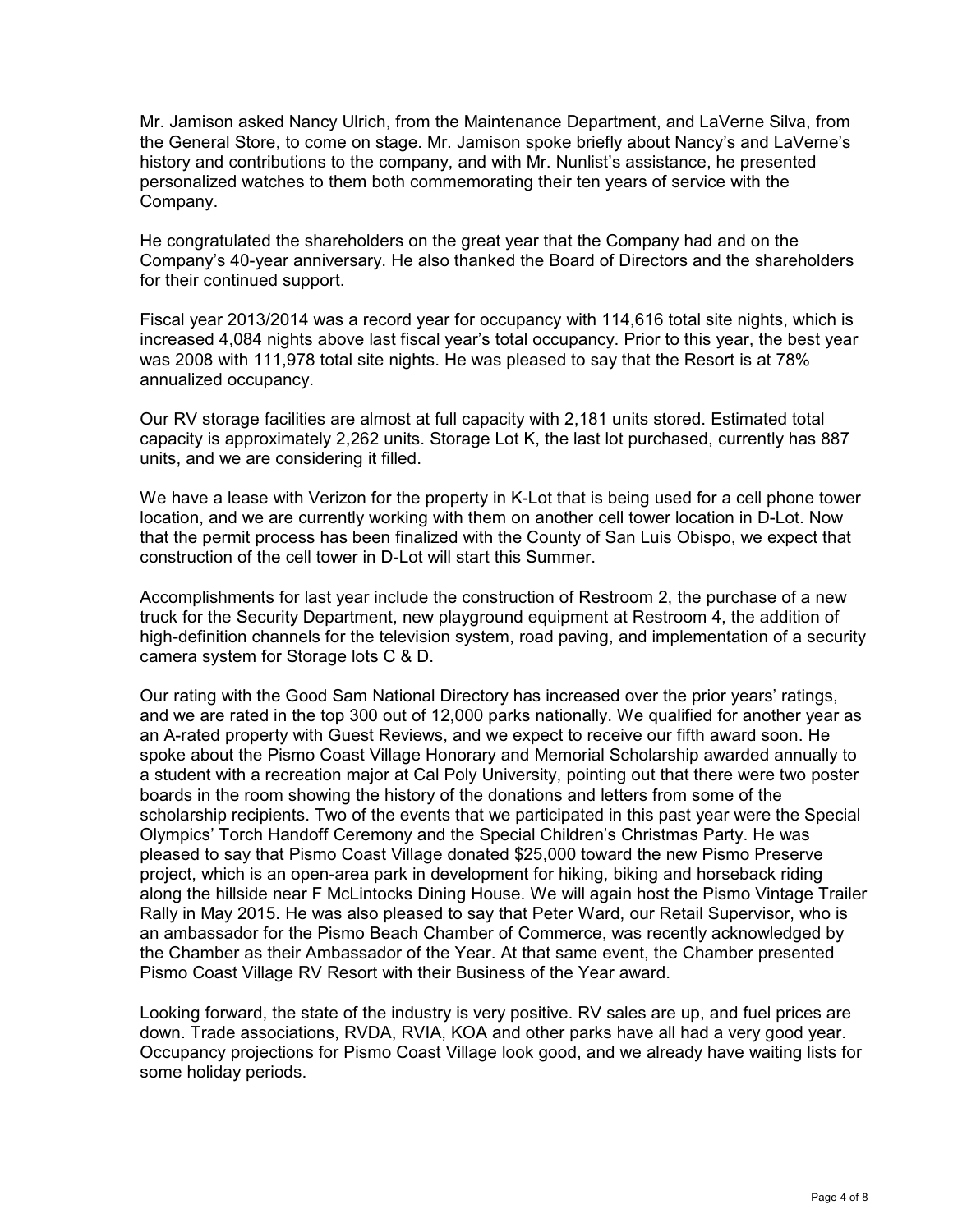Mr. Jamison asked Nancy Ulrich, from the Maintenance Department, and LaVerne Silva, from the General Store, to come on stage. Mr. Jamison spoke briefly about Nancy's and LaVerne's history and contributions to the company, and with Mr. Nunlist's assistance, he presented personalized watches to them both commemorating their ten years of service with the Company.

He congratulated the shareholders on the great year that the Company had and on the Company's 40-year anniversary. He also thanked the Board of Directors and the shareholders for their continued support.

Fiscal year 2013/2014 was a record year for occupancy with 114,616 total site nights, which is increased 4,084 nights above last fiscal year's total occupancy. Prior to this year, the best year was 2008 with 111,978 total site nights. He was pleased to say that the Resort is at 78% annualized occupancy.

Our RV storage facilities are almost at full capacity with 2,181 units stored. Estimated total capacity is approximately 2,262 units. Storage Lot K, the last lot purchased, currently has 887 units, and we are considering it filled.

We have a lease with Verizon for the property in K-Lot that is being used for a cell phone tower location, and we are currently working with them on another cell tower location in D-Lot. Now that the permit process has been finalized with the County of San Luis Obispo, we expect that construction of the cell tower in D-Lot will start this Summer.

Accomplishments for last year include the construction of Restroom 2, the purchase of a new truck for the Security Department, new playground equipment at Restroom 4, the addition of high-definition channels for the television system, road paving, and implementation of a security camera system for Storage lots C & D.

Our rating with the Good Sam National Directory has increased over the prior years' ratings, and we are rated in the top 300 out of 12,000 parks nationally. We qualified for another year as an A-rated property with Guest Reviews, and we expect to receive our fifth award soon. He spoke about the Pismo Coast Village Honorary and Memorial Scholarship awarded annually to a student with a recreation major at Cal Poly University, pointing out that there were two poster boards in the room showing the history of the donations and letters from some of the scholarship recipients. Two of the events that we participated in this past year were the Special Olympics' Torch Handoff Ceremony and the Special Children's Christmas Party. He was pleased to say that Pismo Coast Village donated $25,000 toward the new Pismo Preserve project, which is an open-area park in development for hiking, biking and horseback riding along the hillside near F McLintocks Dining House. We will again host the Pismo Vintage Trailer Rally in May 2015. He was also pleased to say that Peter Ward, our Retail Supervisor, who is an ambassador for the Pismo Beach Chamber of Commerce, was recently acknowledged by the Chamber as their Ambassador of the Year. At that same event, the Chamber presented Pismo Coast Village RV Resort with their Business of the Year award.

Looking forward, the state of the industry is very positive. RV sales are up, and fuel prices are down. Trade associations, RVDA, RVIA, KOA and other parks have all had a very good year. Occupancy projections for Pismo Coast Village look good, and we already have waiting lists for some holiday periods.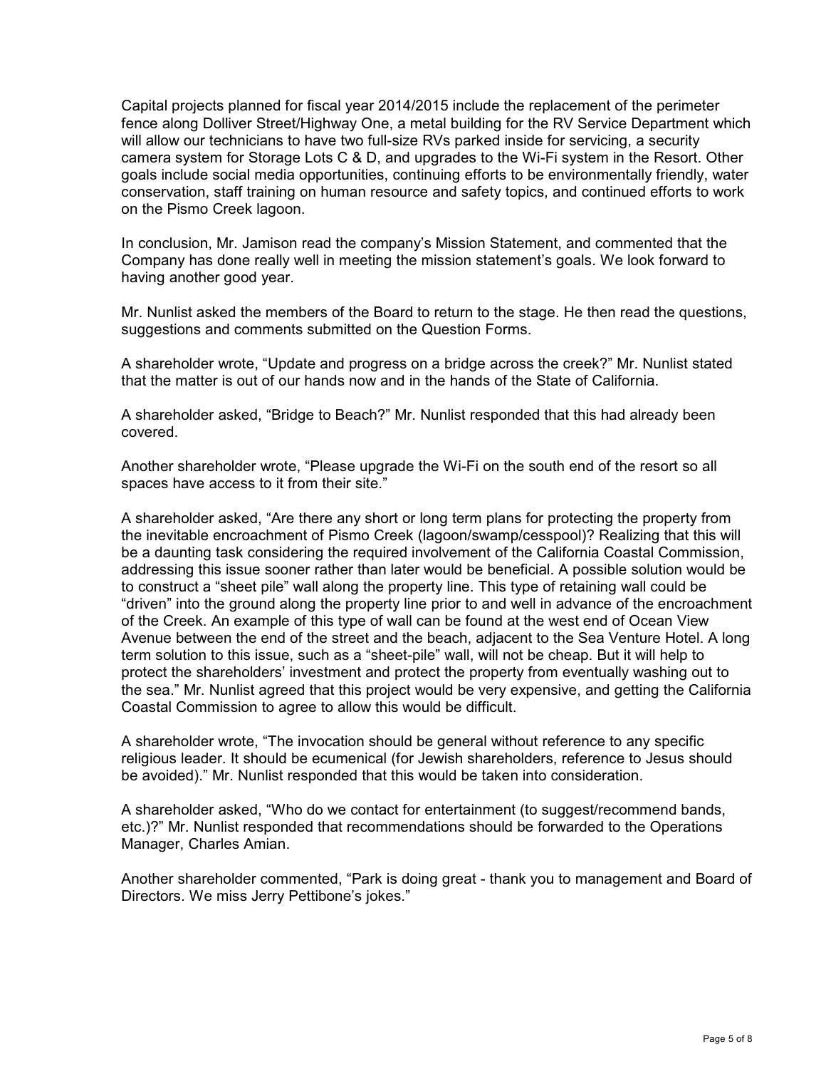Capital projects planned for fiscal year 2014/2015 include the replacement of the perimeter fence along Dolliver Street/Highway One, a metal building for the RV Service Department which will allow our technicians to have two full-size RVs parked inside for servicing, a security camera system for Storage Lots C & D, and upgrades to the Wi-Fi system in the Resort. Other goals include social media opportunities, continuing efforts to be environmentally friendly, water conservation, staff training on human resource and safety topics, and continued efforts to work on the Pismo Creek lagoon.

In conclusion, Mr. Jamison read the company's Mission Statement, and commented that the Company has done really well in meeting the mission statement's goals. We look forward to having another good year.

Mr. Nunlist asked the members of the Board to return to the stage. He then read the questions, suggestions and comments submitted on the Question Forms.

A shareholder wrote, "Update and progress on a bridge across the creek?" Mr. Nunlist stated that the matter is out of our hands now and in the hands of the State of California.

A shareholder asked, "Bridge to Beach?" Mr. Nunlist responded that this had already been covered.

Another shareholder wrote, "Please upgrade the Wi-Fi on the south end of the resort so all spaces have access to it from their site."

A shareholder asked, "Are there any short or long term plans for protecting the property from the inevitable encroachment of Pismo Creek (lagoon/swamp/cesspool)? Realizing that this will be a daunting task considering the required involvement of the California Coastal Commission, addressing this issue sooner rather than later would be beneficial. A possible solution would be to construct a "sheet pile" wall along the property line. This type of retaining wall could be "driven" into the ground along the property line prior to and well in advance of the encroachment of the Creek. An example of this type of wall can be found at the west end of Ocean View Avenue between the end of the street and the beach, adjacent to the Sea Venture Hotel. A long term solution to this issue, such as a "sheet-pile" wall, will not be cheap. But it will help to protect the shareholders' investment and protect the property from eventually washing out to the sea." Mr. Nunlist agreed that this project would be very expensive, and getting the California Coastal Commission to agree to allow this would be difficult.

A shareholder wrote, "The invocation should be general without reference to any specific religious leader. It should be ecumenical (for Jewish shareholders, reference to Jesus should be avoided)." Mr. Nunlist responded that this would be taken into consideration.

A shareholder asked, "Who do we contact for entertainment (to suggest/recommend bands, etc.)?" Mr. Nunlist responded that recommendations should be forwarded to the Operations Manager, Charles Amian.

Another shareholder commented, "Park is doing great - thank you to management and Board of Directors. We miss Jerry Pettibone's jokes."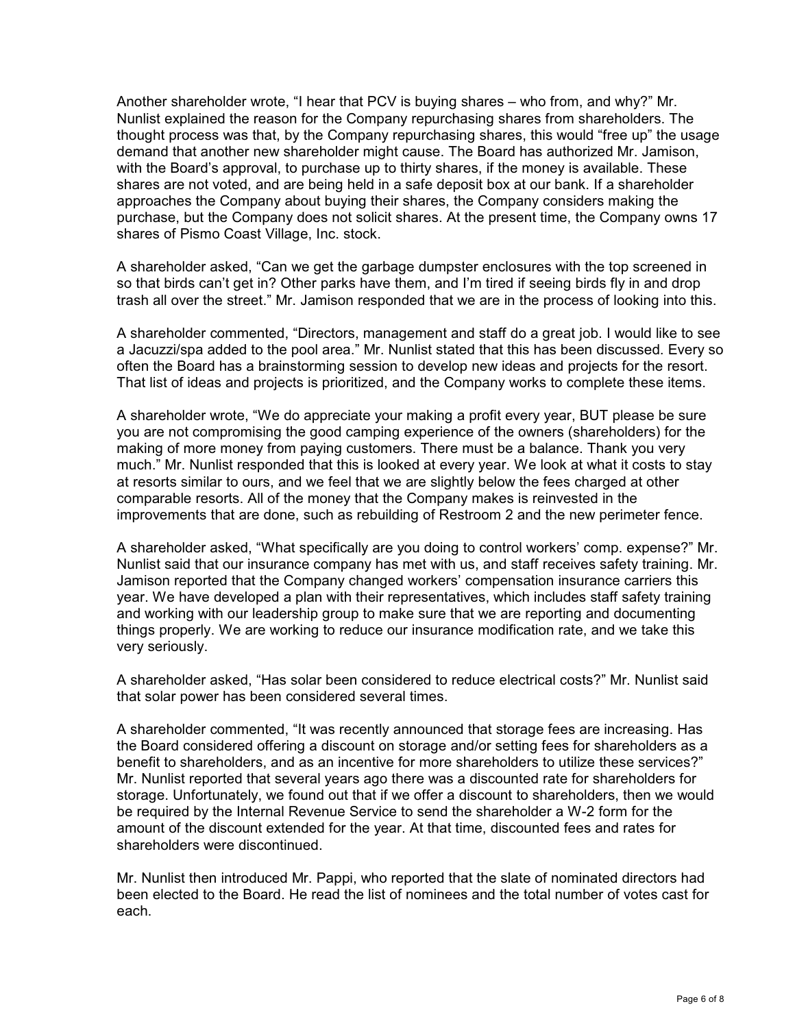Another shareholder wrote, "I hear that PCV is buying shares – who from, and why?" Mr. Nunlist explained the reason for the Company repurchasing shares from shareholders. The thought process was that, by the Company repurchasing shares, this would "free up" the usage demand that another new shareholder might cause. The Board has authorized Mr. Jamison, with the Board's approval, to purchase up to thirty shares, if the money is available. These shares are not voted, and are being held in a safe deposit box at our bank. If a shareholder approaches the Company about buying their shares, the Company considers making the purchase, but the Company does not solicit shares. At the present time, the Company owns 17 shares of Pismo Coast Village, Inc. stock.

A shareholder asked, "Can we get the garbage dumpster enclosures with the top screened in so that birds can't get in? Other parks have them, and I'm tired if seeing birds fly in and drop trash all over the street." Mr. Jamison responded that we are in the process of looking into this.

A shareholder commented, "Directors, management and staff do a great job. I would like to see a Jacuzzi/spa added to the pool area." Mr. Nunlist stated that this has been discussed. Every so often the Board has a brainstorming session to develop new ideas and projects for the resort. That list of ideas and projects is prioritized, and the Company works to complete these items.

A shareholder wrote, "We do appreciate your making a profit every year, BUT please be sure you are not compromising the good camping experience of the owners (shareholders) for the making of more money from paying customers. There must be a balance. Thank you very much." Mr. Nunlist responded that this is looked at every year. We look at what it costs to stay at resorts similar to ours, and we feel that we are slightly below the fees charged at other comparable resorts. All of the money that the Company makes is reinvested in the improvements that are done, such as rebuilding of Restroom 2 and the new perimeter fence.

A shareholder asked, "What specifically are you doing to control workers' comp. expense?" Mr. Nunlist said that our insurance company has met with us, and staff receives safety training. Mr. Jamison reported that the Company changed workers' compensation insurance carriers this year. We have developed a plan with their representatives, which includes staff safety training and working with our leadership group to make sure that we are reporting and documenting things properly. We are working to reduce our insurance modification rate, and we take this very seriously.

A shareholder asked, "Has solar been considered to reduce electrical costs?" Mr. Nunlist said that solar power has been considered several times.

A shareholder commented, "It was recently announced that storage fees are increasing. Has the Board considered offering a discount on storage and/or setting fees for shareholders as a benefit to shareholders, and as an incentive for more shareholders to utilize these services?" Mr. Nunlist reported that several years ago there was a discounted rate for shareholders for storage. Unfortunately, we found out that if we offer a discount to shareholders, then we would be required by the Internal Revenue Service to send the shareholder a W-2 form for the amount of the discount extended for the year. At that time, discounted fees and rates for shareholders were discontinued.

Mr. Nunlist then introduced Mr. Pappi, who reported that the slate of nominated directors had been elected to the Board. He read the list of nominees and the total number of votes cast for each.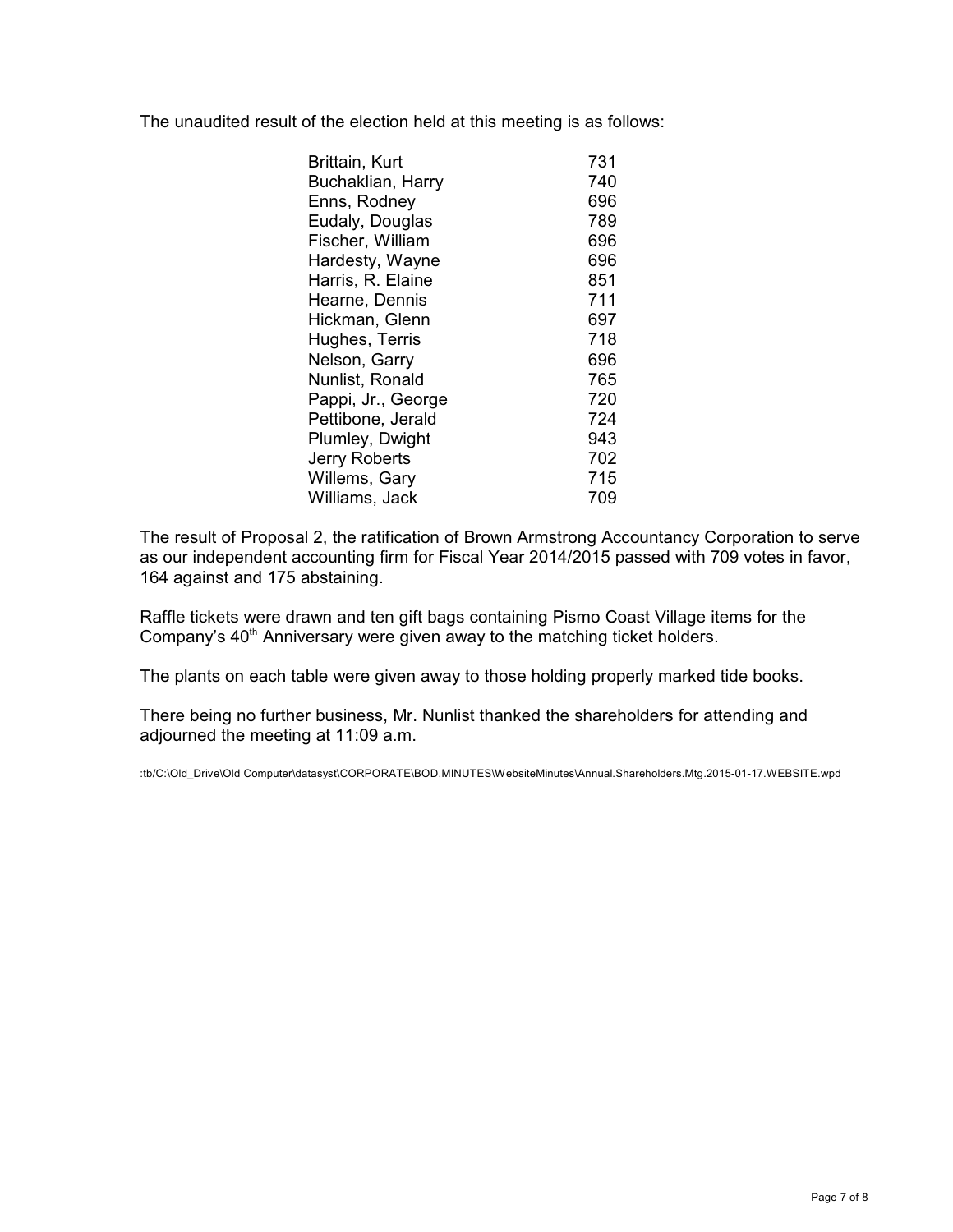The unaudited result of the election held at this meeting is as follows:

| | |
|---|---|
| Brittain, Kurt | 731 |
| Buchaklian, Harry | 740 |
| Enns, Rodney | 696 |
| Eudaly, Douglas | 789 |
| Fischer, William | 696 |
| Hardesty, Wayne | 696 |
| Harris, R. Elaine | 851 |
| Hearne, Dennis | 711 |
| Hickman, Glenn | 697 |
| Hughes, Terris | 718 |
| Nelson, Garry | 696 |
| Nunlist, Ronald | 765 |
| Pappi, Jr., George | 720 |
| Pettibone, Jerald | 724 |
| Plumley, Dwight | 943 |
| Jerry Roberts | 702 |
| Willems, Gary | 715 |
| Williams, Jack | 709 |

The result of Proposal 2, the ratification of Brown Armstrong Accountancy Corporation to serve as our independent accounting firm for Fiscal Year 2014/2015 passed with 709 votes in favor, 164 against and 175 abstaining.

Raffle tickets were drawn and ten gift bags containing Pismo Coast Village items for the Company's 40th Anniversary were given away to the matching ticket holders.

The plants on each table were given away to those holding properly marked tide books.

There being no further business, Mr. Nunlist thanked the shareholders for attending and adjourned the meeting at 11:09 a.m.

:tb/C:\Old_Drive\Old Computer\datasyst\CORPORATE\BOD.MINUTES\WebsiteMinutes\Annual.Shareholders.Mtg.2015-01-17.WEBSITE.wpd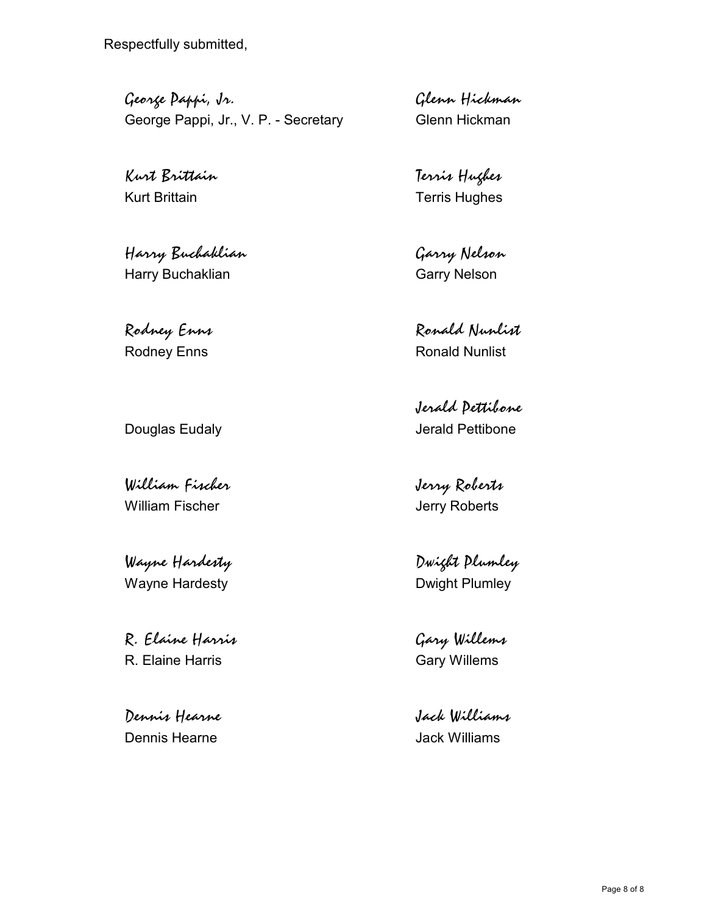Respectfully submitted,

*George Pappi, Jr.*
George Pappi, Jr., V. P. - Secretary

*Kurt Brittain*
Kurt Brittain

*Harry Buchaklian*
Harry Buchaklian

*Rodney Enns*
Rodney Enns

Douglas Eudaly

*William Fischer*
William Fischer

*Wayne Hardesty*
Wayne Hardesty

*R. Elaine Harris*
R. Elaine Harris

*Dennis Hearne*
Dennis Hearne

*Glenn Hickman*
Glenn Hickman

*Terris Hughes*
Terris Hughes

*Garry Nelson*
Garry Nelson

*Ronald Nunlist*
Ronald Nunlist

*Jerald Pettibone*
Jerald Pettibone

*Jerry Roberts*
Jerry Roberts

*Dwight Plumley*
Dwight Plumley

*Gary Willems*
Gary Willems

*Jack Williams*
Jack Williams